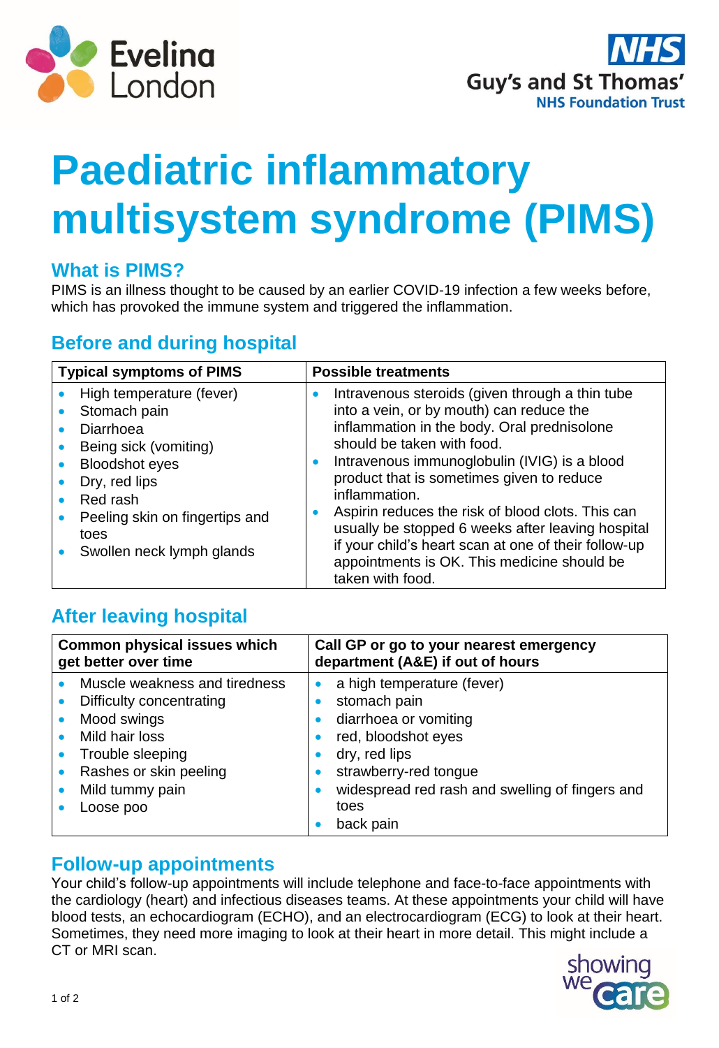# Paediatric inflammatory multisystem syndrome (PIMS)

## What is PIMS?

PIMS is an illness thought to be caused by an earlier COVID-19 infection a few weeks before, which has provoked the immune system and triggered the inflammation.

## Before and during hospital

| Typical symptoms of PIMS | Possible treatments |
|---|---|
| • High temperature (fever)<br>• Stomach pain<br>• Diarrhoea<br>• Being sick (vomiting)<br>• Bloodshot eyes<br>• Dry, red lips<br>• Red rash<br>• Peeling skin on fingertips and toes<br>• Swollen neck lymph glands | • Intravenous steroids (given through a thin tube into a vein, or by mouth) can reduce the inflammation in the body. Oral prednisolone should be taken with food.<br>• Intravenous immunoglobulin (IVIG) is a blood product that is sometimes given to reduce inflammation.<br>• Aspirin reduces the risk of blood clots. This can usually be stopped 6 weeks after leaving hospital if your child's heart scan at one of their follow-up appointments is OK. This medicine should be taken with food. |

## After leaving hospital

| Common physical issues which get better over time | Call GP or go to your nearest emergency department (A&E) if out of hours |
|---|---|
| • Muscle weakness and tiredness<br>• Difficulty concentrating<br>• Mood swings<br>• Mild hair loss<br>• Trouble sleeping<br>• Rashes or skin peeling<br>• Mild tummy pain<br>• Loose poo | • a high temperature (fever)<br>• stomach pain<br>• diarrhoea or vomiting<br>• red, bloodshot eyes<br>• dry, red lips<br>• strawberry-red tongue<br>• widespread red rash and swelling of fingers and toes<br>• back pain |

## Follow-up appointments

Your child's follow-up appointments will include telephone and face-to-face appointments with the cardiology (heart) and infectious diseases teams. At these appointments your child will have blood tests, an echocardiogram (ECHO), and an electrocardiogram (ECG) to look at their heart. Sometimes, they need more imaging to look at their heart in more detail. This might include a CT or MRI scan.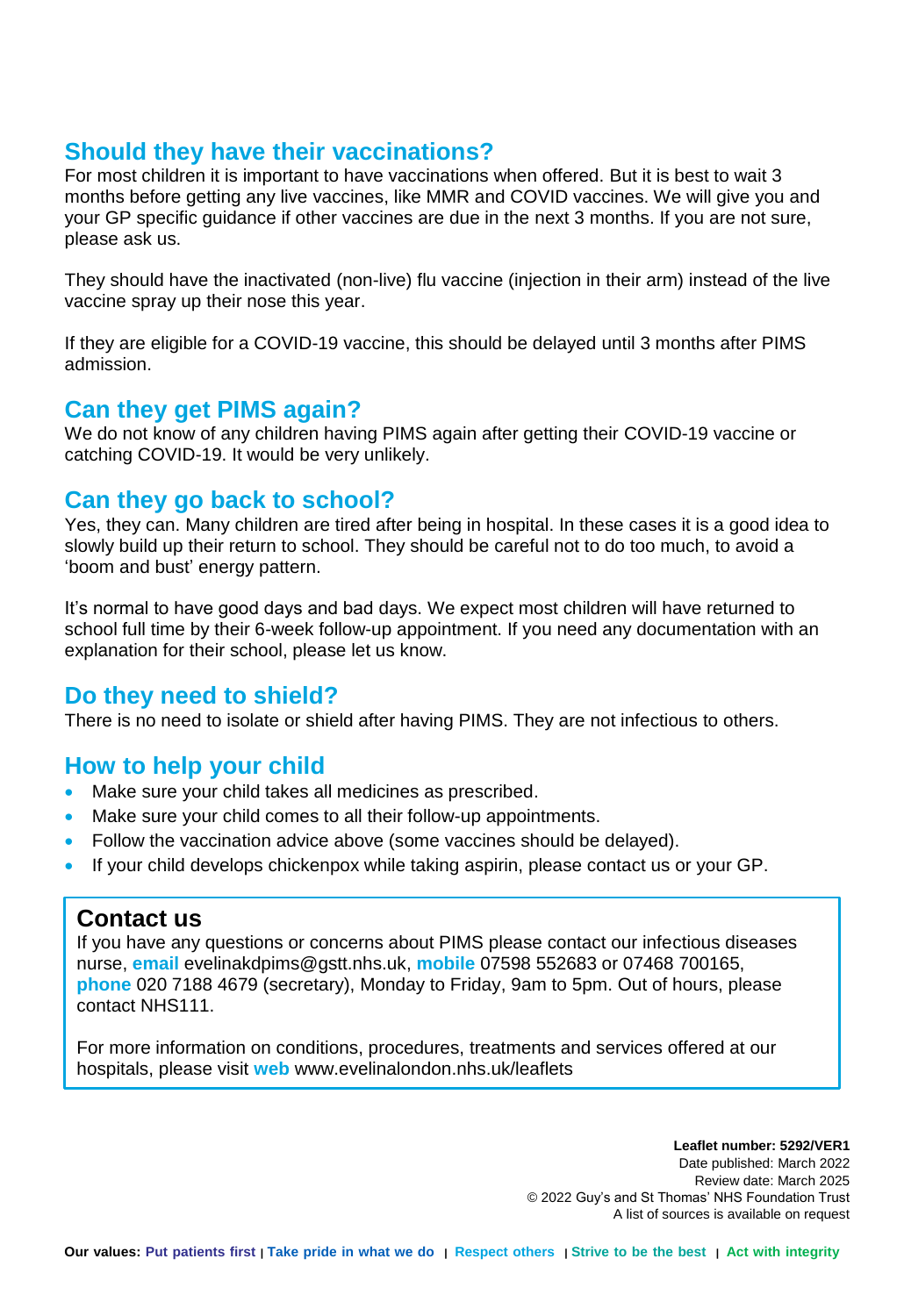## Should they have their vaccinations?

For most children it is important to have vaccinations when offered. But it is best to wait 3 months before getting any live vaccines, like MMR and COVID vaccines. We will give you and your GP specific guidance if other vaccines are due in the next 3 months. If you are not sure, please ask us.

They should have the inactivated (non-live) flu vaccine (injection in their arm) instead of the live vaccine spray up their nose this year.

If they are eligible for a COVID-19 vaccine, this should be delayed until 3 months after PIMS admission.

## Can they get PIMS again?

We do not know of any children having PIMS again after getting their COVID-19 vaccine or catching COVID-19. It would be very unlikely.

## Can they go back to school?

Yes, they can. Many children are tired after being in hospital. In these cases it is a good idea to slowly build up their return to school. They should be careful not to do too much, to avoid a 'boom and bust' energy pattern.

It's normal to have good days and bad days. We expect most children will have returned to school full time by their 6-week follow-up appointment. If you need any documentation with an explanation for their school, please let us know.

## Do they need to shield?

There is no need to isolate or shield after having PIMS. They are not infectious to others.

## How to help your child

- Make sure your child takes all medicines as prescribed.
- Make sure your child comes to all their follow-up appointments.
- Follow the vaccination advice above (some vaccines should be delayed).
- If your child develops chickenpox while taking aspirin, please contact us or your GP.

## Contact us

If you have any questions or concerns about PIMS please contact our infectious diseases nurse, **email** evelinakdpims@gstt.nhs.uk, **mobile** 07598 552683 or 07468 700165, **phone** 020 7188 4679 (secretary), Monday to Friday, 9am to 5pm. Out of hours, please contact NHS111.

For more information on conditions, procedures, treatments and services offered at our hospitals, please visit **web** www.evelinalondon.nhs.uk/leaflets

**Leaflet number: 5292/VER1**
Date published: March 2022
Review date: March 2025
© 2022 Guy's and St Thomas' NHS Foundation Trust
A list of sources is available on request

**Our values:** Put patients first | Take pride in what we do | Respect others | Strive to be the best | Act with integrity